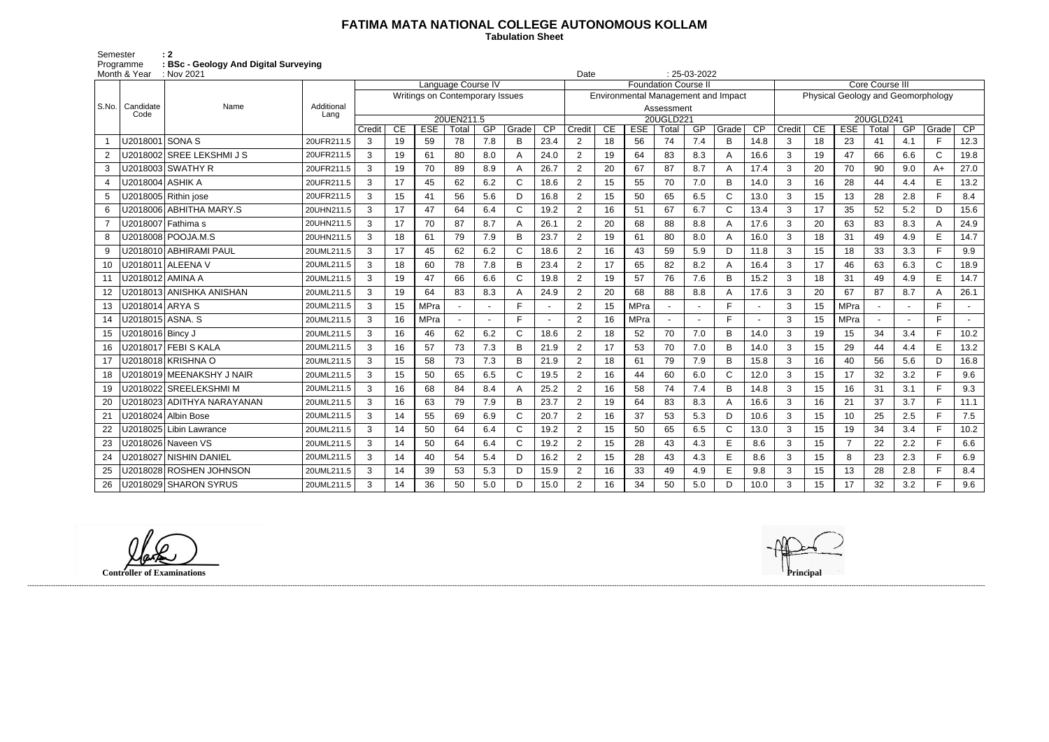# FATIMA MATA NATIONAL COLLEGE AUTONOMOUS KOLLAM

**Tabulation Sheet**

Semester : 2
Programme : BSc - Geology And Digital Surveying
Month & Year : Nov 2021
Date : 25-03-2022

| S.No. | Candidate Code | Name | Additional Lang | Language Course IV | | | | | | | Foundation Course II | | | | | | | Core Course III | | | | | | |
|---|---|---|---|---|---|---|---|---|---|---|---|---|---|---|---|---|---|---|---|---|---|---|---|---|
| | | | | Writings on Contemporary Issues | | | | | | | Environmental Management and Impact Assessment | | | | | | | Physical Geology and Geomorphology | | | | | | |
| | | | | 20UEN211.5 | | | | | | | 20UGLD221 | | | | | | | 20UGLD241 | | | | | | |
| | | | | Credit | CE | ESE | Total | GP | Grade | CP | Credit | CE | ESE | Total | GP | Grade | CP | Credit | CE | ESE | Total | GP | Grade | CP |
| 1 | U2018001 | SONA S | 20UFR211.5 | 3 | 19 | 59 | 78 | 7.8 | B | 23.4 | 2 | 18 | 56 | 74 | 7.4 | B | 14.8 | 3 | 18 | 23 | 41 | 4.1 | F | 12.3 |
| 2 | U2018002 | SREE LEKSHMI J S | 20UFR211.5 | 3 | 19 | 61 | 80 | 8.0 | A | 24.0 | 2 | 19 | 64 | 83 | 8.3 | A | 16.6 | 3 | 19 | 47 | 66 | 6.6 | C | 19.8 |
| 3 | U2018003 | SWATHY R | 20UFR211.5 | 3 | 19 | 70 | 89 | 8.9 | A | 26.7 | 2 | 20 | 67 | 87 | 8.7 | A | 17.4 | 3 | 20 | 70 | 90 | 9.0 | A+ | 27.0 |
| 4 | U2018004 | ASHIK A | 20UFR211.5 | 3 | 17 | 45 | 62 | 6.2 | C | 18.6 | 2 | 15 | 55 | 70 | 7.0 | B | 14.0 | 3 | 16 | 28 | 44 | 4.4 | E | 13.2 |
| 5 | U2018005 | Rithin jose | 20UFR211.5 | 3 | 15 | 41 | 56 | 5.6 | D | 16.8 | 2 | 15 | 50 | 65 | 6.5 | C | 13.0 | 3 | 15 | 13 | 28 | 2.8 | F | 8.4 |
| 6 | U2018006 | ABHITHA MARY.S | 20UHN211.5 | 3 | 17 | 47 | 64 | 6.4 | C | 19.2 | 2 | 16 | 51 | 67 | 6.7 | C | 13.4 | 3 | 17 | 35 | 52 | 5.2 | D | 15.6 |
| 7 | U2018007 | Fathima s | 20UHN211.5 | 3 | 17 | 70 | 87 | 8.7 | A | 26.1 | 2 | 20 | 68 | 88 | 8.8 | A | 17.6 | 3 | 20 | 63 | 83 | 8.3 | A | 24.9 |
| 8 | U2018008 | POOJA.M.S | 20UHN211.5 | 3 | 18 | 61 | 79 | 7.9 | B | 23.7 | 2 | 19 | 61 | 80 | 8.0 | A | 16.0 | 3 | 18 | 31 | 49 | 4.9 | E | 14.7 |
| 9 | U2018010 | ABHIRAMI PAUL | 20UML211.5 | 3 | 17 | 45 | 62 | 6.2 | C | 18.6 | 2 | 16 | 43 | 59 | 5.9 | D | 11.8 | 3 | 15 | 18 | 33 | 3.3 | F | 9.9 |
| 10 | U2018011 | ALEENA V | 20UML211.5 | 3 | 18 | 60 | 78 | 7.8 | B | 23.4 | 2 | 17 | 65 | 82 | 8.2 | A | 16.4 | 3 | 17 | 46 | 63 | 6.3 | C | 18.9 |
| 11 | U2018012 | AMINA A | 20UML211.5 | 3 | 19 | 47 | 66 | 6.6 | C | 19.8 | 2 | 19 | 57 | 76 | 7.6 | B | 15.2 | 3 | 18 | 31 | 49 | 4.9 | E | 14.7 |
| 12 | U2018013 | ANISHKA ANISHAN | 20UML211.5 | 3 | 19 | 64 | 83 | 8.3 | A | 24.9 | 2 | 20 | 68 | 88 | 8.8 | A | 17.6 | 3 | 20 | 67 | 87 | 8.7 | A | 26.1 |
| 13 | U2018014 | ARYA S | 20UML211.5 | 3 | 15 | MPra | - | - | F | - | 2 | 15 | MPra | - | - | F | - | 3 | 15 | MPra | - | - | F | - |
| 14 | U2018015 | ASNA. S | 20UML211.5 | 3 | 16 | MPra | - | - | F | - | 2 | 16 | MPra | - | - | F | - | 3 | 15 | MPra | - | - | F | - |
| 15 | U2018016 | Bincy J | 20UML211.5 | 3 | 16 | 46 | 62 | 6.2 | C | 18.6 | 2 | 18 | 52 | 70 | 7.0 | B | 14.0 | 3 | 19 | 15 | 34 | 3.4 | F | 10.2 |
| 16 | U2018017 | FEBI S KALA | 20UML211.5 | 3 | 16 | 57 | 73 | 7.3 | B | 21.9 | 2 | 17 | 53 | 70 | 7.0 | B | 14.0 | 3 | 15 | 29 | 44 | 4.4 | E | 13.2 |
| 17 | U2018018 | KRISHNA O | 20UML211.5 | 3 | 15 | 58 | 73 | 7.3 | B | 21.9 | 2 | 18 | 61 | 79 | 7.9 | B | 15.8 | 3 | 16 | 40 | 56 | 5.6 | D | 16.8 |
| 18 | U2018019 | MEENAKSHY J NAIR | 20UML211.5 | 3 | 15 | 50 | 65 | 6.5 | C | 19.5 | 2 | 16 | 44 | 60 | 6.0 | C | 12.0 | 3 | 15 | 17 | 32 | 3.2 | F | 9.6 |
| 19 | U2018022 | SREELEKSHMI M | 20UML211.5 | 3 | 16 | 68 | 84 | 8.4 | A | 25.2 | 2 | 16 | 58 | 74 | 7.4 | B | 14.8 | 3 | 15 | 16 | 31 | 3.1 | F | 9.3 |
| 20 | U2018023 | ADITHYA NARAYANAN | 20UML211.5 | 3 | 16 | 63 | 79 | 7.9 | B | 23.7 | 2 | 19 | 64 | 83 | 8.3 | A | 16.6 | 3 | 16 | 21 | 37 | 3.7 | F | 11.1 |
| 21 | U2018024 | Albin Bose | 20UML211.5 | 3 | 14 | 55 | 69 | 6.9 | C | 20.7 | 2 | 16 | 37 | 53 | 5.3 | D | 10.6 | 3 | 15 | 10 | 25 | 2.5 | F | 7.5 |
| 22 | U2018025 | Libin Lawrance | 20UML211.5 | 3 | 14 | 50 | 64 | 6.4 | C | 19.2 | 2 | 15 | 50 | 65 | 6.5 | C | 13.0 | 3 | 15 | 19 | 34 | 3.4 | F | 10.2 |
| 23 | U2018026 | Naveen VS | 20UML211.5 | 3 | 14 | 50 | 64 | 6.4 | C | 19.2 | 2 | 15 | 28 | 43 | 4.3 | E | 8.6 | 3 | 15 | 7 | 22 | 2.2 | F | 6.6 |
| 24 | U2018027 | NISHIN DANIEL | 20UML211.5 | 3 | 14 | 40 | 54 | 5.4 | D | 16.2 | 2 | 15 | 28 | 43 | 4.3 | E | 8.6 | 3 | 15 | 8 | 23 | 2.3 | F | 6.9 |
| 25 | U2018028 | ROSHEN JOHNSON | 20UML211.5 | 3 | 14 | 39 | 53 | 5.3 | D | 15.9 | 2 | 16 | 33 | 49 | 4.9 | E | 9.8 | 3 | 15 | 13 | 28 | 2.8 | F | 8.4 |
| 26 | U2018029 | SHARON SYRUS | 20UML211.5 | 3 | 14 | 36 | 50 | 5.0 | D | 15.0 | 2 | 16 | 34 | 50 | 5.0 | D | 10.0 | 3 | 15 | 17 | 32 | 3.2 | F | 9.6 |

**Controller of Examinations**

**Principal**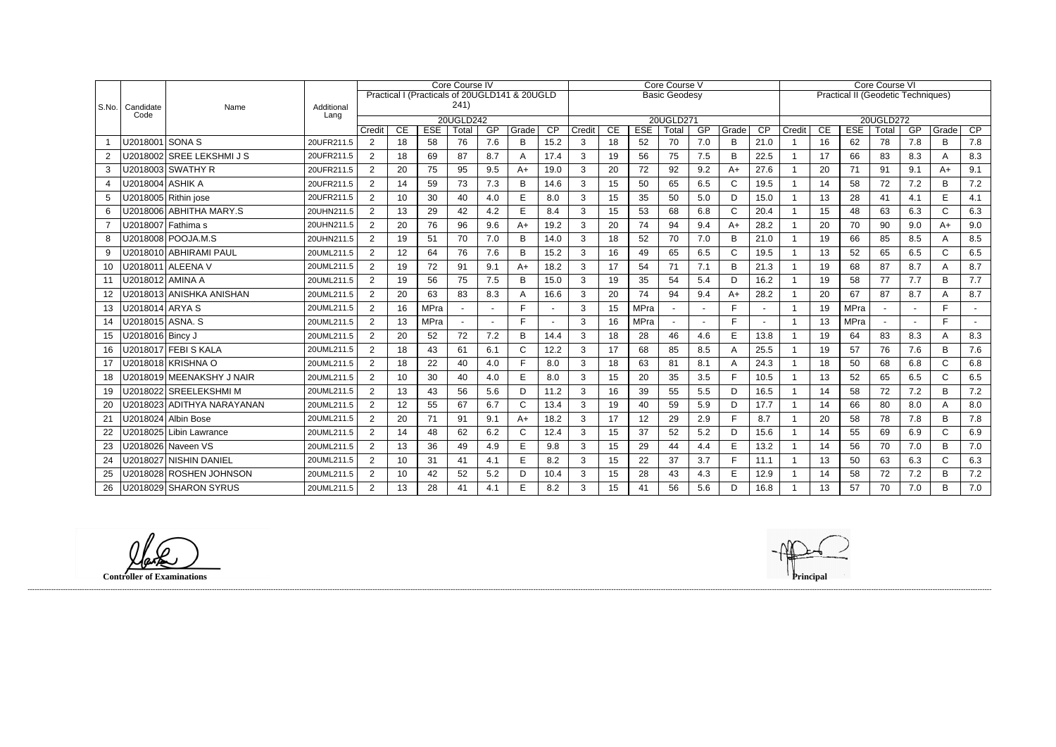| S.No. | Candidate Code | Name | Additional Lang | Core Course IV | | | | | | | Core Course V | | | | | | | Core Course VI | | | | | | |
|---|---|---|---|---|---|---|---|---|---|---|---|---|---|---|---|---|---|---|---|---|---|---|---|---|
| | | | | Practical I (Practicals of 20UGLD141 & 20UGLD 241) | | | | | | | Basic Geodesy | | | | | | | Practical II (Geodetic Techniques) | | | | | | |
| | | | | 20UGLD242 | | | | | | | 20UGLD271 | | | | | | | 20UGLD272 | | | | | | |
| | | | | Credit | CE | ESE | Total | GP | Grade | CP | Credit | CE | ESE | Total | GP | Grade | CP | Credit | CE | ESE | Total | GP | Grade | CP |
| 1 | U2018001 | SONA S | 20UFR211.5 | 2 | 18 | 58 | 76 | 7.6 | B | 15.2 | 3 | 18 | 52 | 70 | 7.0 | B | 21.0 | 1 | 16 | 62 | 78 | 7.8 | B | 7.8 |
| 2 | U2018002 | SREE LEKSHMI J S | 20UFR211.5 | 2 | 18 | 69 | 87 | 8.7 | A | 17.4 | 3 | 19 | 56 | 75 | 7.5 | B | 22.5 | 1 | 17 | 66 | 83 | 8.3 | A | 8.3 |
| 3 | U2018003 | SWATHY R | 20UFR211.5 | 2 | 20 | 75 | 95 | 9.5 | A+ | 19.0 | 3 | 20 | 72 | 92 | 9.2 | A+ | 27.6 | 1 | 20 | 71 | 91 | 9.1 | A+ | 9.1 |
| 4 | U2018004 | ASHIK A | 20UFR211.5 | 2 | 14 | 59 | 73 | 7.3 | B | 14.6 | 3 | 15 | 50 | 65 | 6.5 | C | 19.5 | 1 | 14 | 58 | 72 | 7.2 | B | 7.2 |
| 5 | U2018005 | Rithin jose | 20UFR211.5 | 2 | 10 | 30 | 40 | 4.0 | E | 8.0 | 3 | 15 | 35 | 50 | 5.0 | D | 15.0 | 1 | 13 | 28 | 41 | 4.1 | E | 4.1 |
| 6 | U2018006 | ABHITHA MARY.S | 20UHN211.5 | 2 | 13 | 29 | 42 | 4.2 | E | 8.4 | 3 | 15 | 53 | 68 | 6.8 | C | 20.4 | 1 | 15 | 48 | 63 | 6.3 | C | 6.3 |
| 7 | U2018007 | Fathima s | 20UHN211.5 | 2 | 20 | 76 | 96 | 9.6 | A+ | 19.2 | 3 | 20 | 74 | 94 | 9.4 | A+ | 28.2 | 1 | 20 | 70 | 90 | 9.0 | A+ | 9.0 |
| 8 | U2018008 | POOJA.M.S | 20UHN211.5 | 2 | 19 | 51 | 70 | 7.0 | B | 14.0 | 3 | 18 | 52 | 70 | 7.0 | B | 21.0 | 1 | 19 | 66 | 85 | 8.5 | A | 8.5 |
| 9 | U2018010 | ABHIRAMI PAUL | 20UML211.5 | 2 | 12 | 64 | 76 | 7.6 | B | 15.2 | 3 | 16 | 49 | 65 | 6.5 | C | 19.5 | 1 | 13 | 52 | 65 | 6.5 | C | 6.5 |
| 10 | U2018011 | ALEENA V | 20UML211.5 | 2 | 19 | 72 | 91 | 9.1 | A+ | 18.2 | 3 | 17 | 54 | 71 | 7.1 | B | 21.3 | 1 | 19 | 68 | 87 | 8.7 | A | 8.7 |
| 11 | U2018012 | AMINA A | 20UML211.5 | 2 | 19 | 56 | 75 | 7.5 | B | 15.0 | 3 | 19 | 35 | 54 | 5.4 | D | 16.2 | 1 | 19 | 58 | 77 | 7.7 | B | 7.7 |
| 12 | U2018013 | ANISHKA ANISHAN | 20UML211.5 | 2 | 20 | 63 | 83 | 8.3 | A | 16.6 | 3 | 20 | 74 | 94 | 9.4 | A+ | 28.2 | 1 | 20 | 67 | 87 | 8.7 | A | 8.7 |
| 13 | U2018014 | ARYA S | 20UML211.5 | 2 | 16 | MPra | - | - | F | - | 3 | 15 | MPra | - | - | F | - | 1 | 19 | MPra | - | - | F | - |
| 14 | U2018015 | ASNA. S | 20UML211.5 | 2 | 13 | MPra | - | - | F | - | 3 | 16 | MPra | - | - | F | - | 1 | 13 | MPra | - | - | F | - |
| 15 | U2018016 | Bincy J | 20UML211.5 | 2 | 20 | 52 | 72 | 7.2 | B | 14.4 | 3 | 18 | 28 | 46 | 4.6 | E | 13.8 | 1 | 19 | 64 | 83 | 8.3 | A | 8.3 |
| 16 | U2018017 | FEBI S KALA | 20UML211.5 | 2 | 18 | 43 | 61 | 6.1 | C | 12.2 | 3 | 17 | 68 | 85 | 8.5 | A | 25.5 | 1 | 19 | 57 | 76 | 7.6 | B | 7.6 |
| 17 | U2018018 | KRISHNA O | 20UML211.5 | 2 | 18 | 22 | 40 | 4.0 | F | 8.0 | 3 | 18 | 63 | 81 | 8.1 | A | 24.3 | 1 | 18 | 50 | 68 | 6.8 | C | 6.8 |
| 18 | U2018019 | MEENAKSHY J NAIR | 20UML211.5 | 2 | 10 | 30 | 40 | 4.0 | E | 8.0 | 3 | 15 | 20 | 35 | 3.5 | F | 10.5 | 1 | 13 | 52 | 65 | 6.5 | C | 6.5 |
| 19 | U2018022 | SREELEKSHMI M | 20UML211.5 | 2 | 13 | 43 | 56 | 5.6 | D | 11.2 | 3 | 16 | 39 | 55 | 5.5 | D | 16.5 | 1 | 14 | 58 | 72 | 7.2 | B | 7.2 |
| 20 | U2018023 | ADHITYA NARAYANAN | 20UML211.5 | 2 | 12 | 55 | 67 | 6.7 | C | 13.4 | 3 | 19 | 40 | 59 | 5.9 | D | 17.7 | 1 | 14 | 66 | 80 | 8.0 | A | 8.0 |
| 21 | U2018024 | Albin Bose | 20UML211.5 | 2 | 20 | 71 | 91 | 9.1 | A+ | 18.2 | 3 | 17 | 12 | 29 | 2.9 | F | 8.7 | 1 | 20 | 58 | 78 | 7.8 | B | 7.8 |
| 22 | U2018025 | Libin Lawrance | 20UML211.5 | 2 | 14 | 48 | 62 | 6.2 | C | 12.4 | 3 | 15 | 37 | 52 | 5.2 | D | 15.6 | 1 | 14 | 55 | 69 | 6.9 | C | 6.9 |
| 23 | U2018026 | Naveen VS | 20UML211.5 | 2 | 13 | 36 | 49 | 4.9 | E | 9.8 | 3 | 15 | 29 | 44 | 4.4 | E | 13.2 | 1 | 14 | 56 | 70 | 7.0 | B | 7.0 |
| 24 | U2018027 | NISHIN DANIEL | 20UML211.5 | 2 | 10 | 31 | 41 | 4.1 | E | 8.2 | 3 | 15 | 22 | 37 | 3.7 | F | 11.1 | 1 | 13 | 50 | 63 | 6.3 | C | 6.3 |
| 25 | U2018028 | ROSHEN JOHNSON | 20UML211.5 | 2 | 10 | 42 | 52 | 5.2 | D | 10.4 | 3 | 15 | 28 | 43 | 4.3 | E | 12.9 | 1 | 14 | 58 | 72 | 7.2 | B | 7.2 |
| 26 | U2018029 | SHARON SYRUS | 20UML211.5 | 2 | 13 | 28 | 41 | 4.1 | E | 8.2 | 3 | 15 | 41 | 56 | 5.6 | D | 16.8 | 1 | 13 | 57 | 70 | 7.0 | B | 7.0 |

**Controller of Examinations**

**Principal**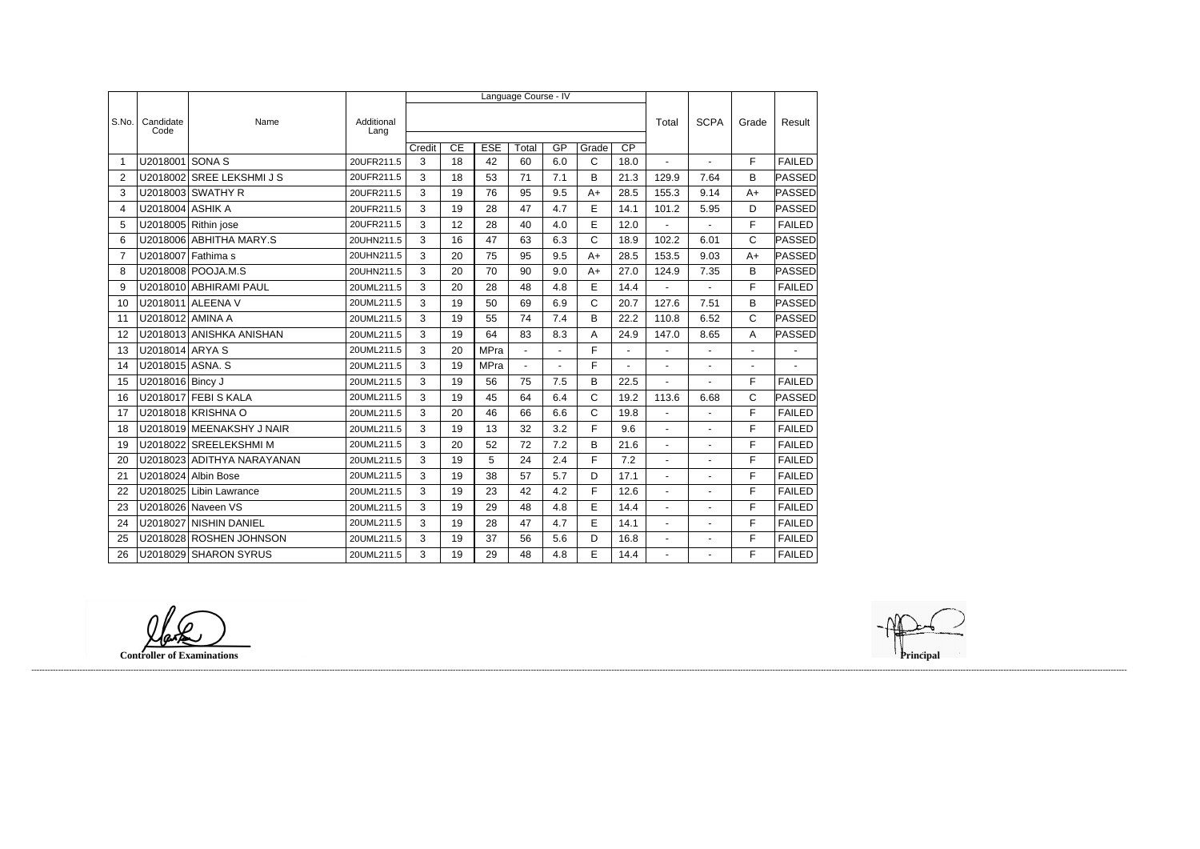| S.No. | Candidate Code | Name | Additional Lang | Language Course - IV | | | | | | | Total | SCPA | Grade | Result |
|---|---|---|---|---|---|---|---|---|---|---|---|---|---|---|
| | | | | Credit | CE | ESE | Total | GP | Grade | CP | | | | |
| 1 | U2018001 | SONA S | 20UFR211.5 | 3 | 18 | 42 | 60 | 6.0 | C | 18.0 | - | - | F | FAILED |
| 2 | U2018002 | SREE LEKSHMI J S | 20UFR211.5 | 3 | 18 | 53 | 71 | 7.1 | B | 21.3 | 129.9 | 7.64 | B | PASSED |
| 3 | U2018003 | SWATHY R | 20UFR211.5 | 3 | 19 | 76 | 95 | 9.5 | A+ | 28.5 | 155.3 | 9.14 | A+ | PASSED |
| 4 | U2018004 | ASHIK A | 20UFR211.5 | 3 | 19 | 28 | 47 | 4.7 | E | 14.1 | 101.2 | 5.95 | D | PASSED |
| 5 | U2018005 | Rithin jose | 20UFR211.5 | 3 | 12 | 28 | 40 | 4.0 | E | 12.0 | - | - | F | FAILED |
| 6 | U2018006 | ABHITHA MARY.S | 20UHN211.5 | 3 | 16 | 47 | 63 | 6.3 | C | 18.9 | 102.2 | 6.01 | C | PASSED |
| 7 | U2018007 | Fathima s | 20UHN211.5 | 3 | 20 | 75 | 95 | 9.5 | A+ | 28.5 | 153.5 | 9.03 | A+ | PASSED |
| 8 | U2018008 | POOJA.M.S | 20UHN211.5 | 3 | 20 | 70 | 90 | 9.0 | A+ | 27.0 | 124.9 | 7.35 | B | PASSED |
| 9 | U2018010 | ABHIRAMI PAUL | 20UML211.5 | 3 | 20 | 28 | 48 | 4.8 | E | 14.4 | - | - | F | FAILED |
| 10 | U2018011 | ALEENA V | 20UML211.5 | 3 | 19 | 50 | 69 | 6.9 | C | 20.7 | 127.6 | 7.51 | B | PASSED |
| 11 | U2018012 | AMINA A | 20UML211.5 | 3 | 19 | 55 | 74 | 7.4 | B | 22.2 | 110.8 | 6.52 | C | PASSED |
| 12 | U2018013 | ANISHKA ANISHAN | 20UML211.5 | 3 | 19 | 64 | 83 | 8.3 | A | 24.9 | 147.0 | 8.65 | A | PASSED |
| 13 | U2018014 | ARYA S | 20UML211.5 | 3 | 20 | MPra | - | - | F | - | - | - | - | - |
| 14 | U2018015 | ASNA. S | 20UML211.5 | 3 | 19 | MPra | - | - | F | - | - | - | - | - |
| 15 | U2018016 | Bincy J | 20UML211.5 | 3 | 19 | 56 | 75 | 7.5 | B | 22.5 | - | - | F | FAILED |
| 16 | U2018017 | FEBI S KALA | 20UML211.5 | 3 | 19 | 45 | 64 | 6.4 | C | 19.2 | 113.6 | 6.68 | C | PASSED |
| 17 | U2018018 | KRISHNA O | 20UML211.5 | 3 | 20 | 46 | 66 | 6.6 | C | 19.8 | - | - | F | FAILED |
| 18 | U2018019 | MEENAKSHY J NAIR | 20UML211.5 | 3 | 19 | 13 | 32 | 3.2 | F | 9.6 | - | - | F | FAILED |
| 19 | U2018022 | SREELEKSHMI M | 20UML211.5 | 3 | 20 | 52 | 72 | 7.2 | B | 21.6 | - | - | F | FAILED |
| 20 | U2018023 | ADITHYA NARAYANAN | 20UML211.5 | 3 | 19 | 5 | 24 | 2.4 | F | 7.2 | - | - | F | FAILED |
| 21 | U2018024 | Albin Bose | 20UML211.5 | 3 | 19 | 38 | 57 | 5.7 | D | 17.1 | - | - | F | FAILED |
| 22 | U2018025 | Libin Lawrance | 20UML211.5 | 3 | 19 | 23 | 42 | 4.2 | F | 12.6 | - | - | F | FAILED |
| 23 | U2018026 | Naveen VS | 20UML211.5 | 3 | 19 | 29 | 48 | 4.8 | E | 14.4 | - | - | F | FAILED |
| 24 | U2018027 | NISHIN DANIEL | 20UML211.5 | 3 | 19 | 28 | 47 | 4.7 | E | 14.1 | - | - | F | FAILED |
| 25 | U2018028 | ROSHEN JOHNSON | 20UML211.5 | 3 | 19 | 37 | 56 | 5.6 | D | 16.8 | - | - | F | FAILED |
| 26 | U2018029 | SHARON SYRUS | 20UML211.5 | 3 | 19 | 29 | 48 | 4.8 | E | 14.4 | - | - | F | FAILED |

**Controller of Examinations**

**Principal**